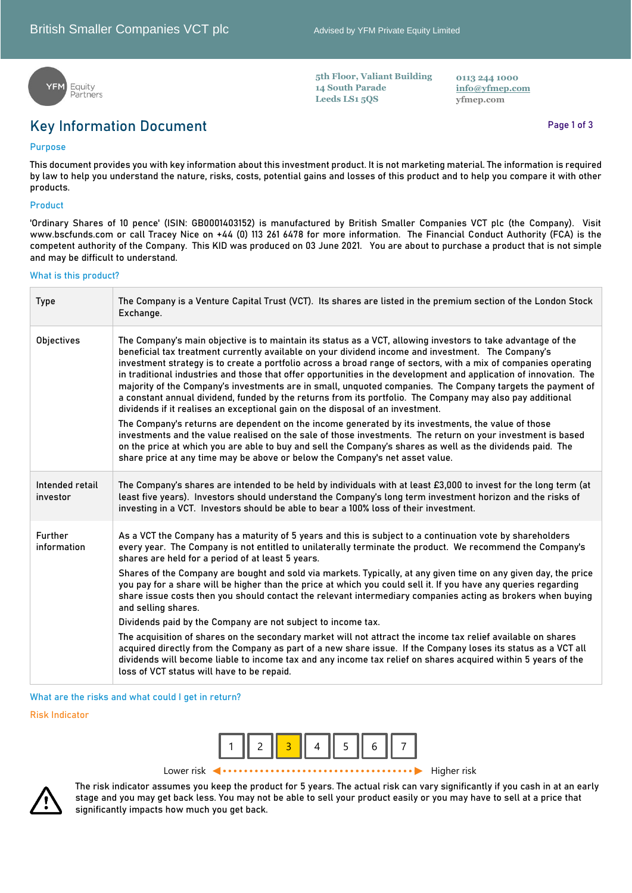British Smaller Companies VCT plc

Advised by YFM Private Equity Limited

YFM Equity Partners

5th Floor, Valiant Building
14 South Parade
Leeds LS1 5QS

0113 244 1000
info@yfmep.com
yfmep.com

# Key Information Document

## Purpose

This document provides you with key information about this investment product. It is not marketing material. The information is required by law to help you understand the nature, risks, costs, potential gains and losses of this product and to help you compare it with other products.

## Product

'Ordinary Shares of 10 pence' (ISIN: GB0001403152) is manufactured by British Smaller Companies VCT plc (the Company). Visit www.bscfunds.com or call Tracey Nice on +44 (0) 113 261 6478 for more information. The Financial Conduct Authority (FCA) is the competent authority of the Company. This KID was produced on 03 June 2021. You are about to purchase a product that is not simple and may be difficult to understand.

## What is this product?

| | |
|---|---|
| Type | The Company is a Venture Capital Trust (VCT). Its shares are listed in the premium section of the London Stock Exchange. |
| Objectives | The Company's main objective is to maintain its status as a VCT, allowing investors to take advantage of the beneficial tax treatment currently available on your dividend income and investment. The Company's investment strategy is to create a portfolio across a broad range of sectors, with a mix of companies operating in traditional industries and those that offer opportunities in the development and application of innovation. The majority of the Company's investments are in small, unquoted companies. The Company targets the payment of a constant annual dividend, funded by the returns from its portfolio. The Company may also pay additional dividends if it realises an exceptional gain on the disposal of an investment.<br><br>The Company's returns are dependent on the income generated by its investments, the value of those investments and the value realised on the sale of those investments. The return on your investment is based on the price at which you are able to buy and sell the Company's shares as well as the dividends paid. The share price at any time may be above or below the Company's net asset value. |
| Intended retail investor | The Company's shares are intended to be held by individuals with at least £3,000 to invest for the long term (at least five years). Investors should understand the Company's long term investment horizon and the risks of investing in a VCT. Investors should be able to bear a 100% loss of their investment. |
| Further information | As a VCT the Company has a maturity of 5 years and this is subject to a continuation vote by shareholders every year. The Company is not entitled to unilaterally terminate the product. We recommend the Company's shares are held for a period of at least 5 years.<br><br>Shares of the Company are bought and sold via markets. Typically, at any given time on any given day, the price you pay for a share will be higher than the price at which you could sell it. If you have any queries regarding share issue costs then you should contact the relevant intermediary companies acting as brokers when buying and selling shares.<br><br>Dividends paid by the Company are not subject to income tax.<br><br>The acquisition of shares on the secondary market will not attract the income tax relief available on shares acquired directly from the Company as part of a new share issue. If the Company loses its status as a VCT all dividends will become liable to income tax and any income tax relief on shares acquired within 5 years of the loss of VCT status will have to be repaid. |

## What are the risks and what could I get in return?

### Risk Indicator

| 1 | 2 | **3** | 4 | 5 | 6 | 7 |
|---|---|---|---|---|---|---|

Lower risk ◄ ······························· ► Higher risk

The risk indicator assumes you keep the product for 5 years. The actual risk can vary significantly if you cash in at an early stage and you may get back less. You may not be able to sell your product easily or you may have to sell at a price that significantly impacts how much you get back.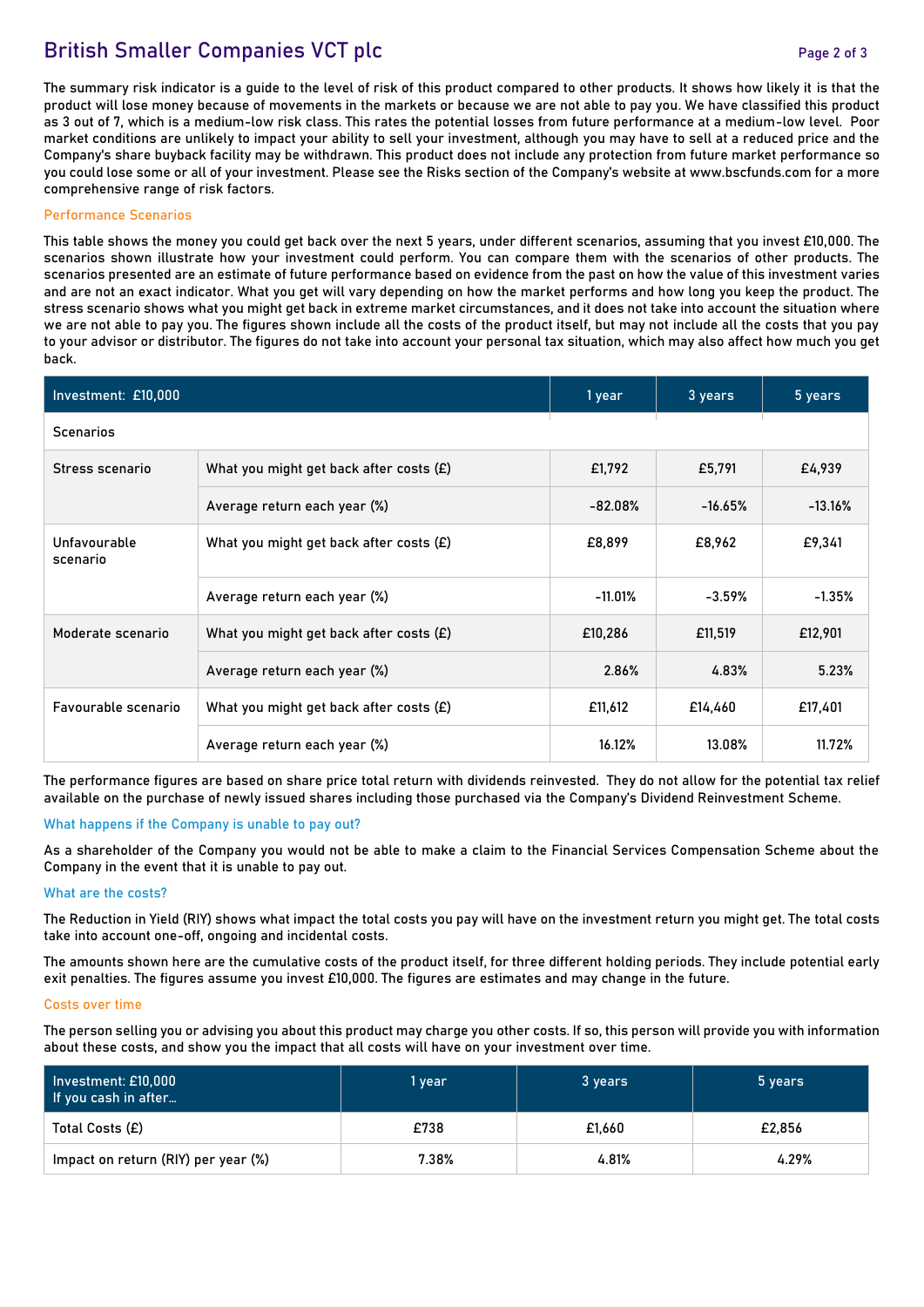The summary risk indicator is a guide to the level of risk of this product compared to other products. It shows how likely it is that the product will lose money because of movements in the markets or because we are not able to pay you. We have classified this product as 3 out of 7, which is a medium-low risk class. This rates the potential losses from future performance at a medium-low level. Poor market conditions are unlikely to impact your ability to sell your investment, although you may have to sell at a reduced price and the Company's share buyback facility may be withdrawn. This product does not include any protection from future market performance so you could lose some or all of your investment. Please see the Risks section of the Company's website at www.bscfunds.com for a more comprehensive range of risk factors.

### Performance Scenarios

This table shows the money you could get back over the next 5 years, under different scenarios, assuming that you invest £10,000. The scenarios shown illustrate how your investment could perform. You can compare them with the scenarios of other products. The scenarios presented are an estimate of future performance based on evidence from the past on how the value of this investment varies and are not an exact indicator. What you get will vary depending on how the market performs and how long you keep the product. The stress scenario shows what you might get back in extreme market circumstances, and it does not take into account the situation where we are not able to pay you. The figures shown include all the costs of the product itself, but may not include all the costs that you pay to your advisor or distributor. The figures do not take into account your personal tax situation, which may also affect how much you get back.

| Investment: £10,000 | | 1 year | 3 years | 5 years |
|---|---|---|---|---|
| Scenarios | | | | |
| Stress scenario | What you might get back after costs (£) | £1,792 | £5,791 | £4,939 |
| | Average return each year (%) | -82.08% | -16.65% | -13.16% |
| Unfavourable scenario | What you might get back after costs (£) | £8,899 | £8,962 | £9,341 |
| | Average return each year (%) | -11.01% | -3.59% | -1.35% |
| Moderate scenario | What you might get back after costs (£) | £10,286 | £11,519 | £12,901 |
| | Average return each year (%) | 2.86% | 4.83% | 5.23% |
| Favourable scenario | What you might get back after costs (£) | £11,612 | £14,460 | £17,401 |
| | Average return each year (%) | 16.12% | 13.08% | 11.72% |

The performance figures are based on share price total return with dividends reinvested. They do not allow for the potential tax relief available on the purchase of newly issued shares including those purchased via the Company's Dividend Reinvestment Scheme.

### What happens if the Company is unable to pay out?

As a shareholder of the Company you would not be able to make a claim to the Financial Services Compensation Scheme about the Company in the event that it is unable to pay out.

### What are the costs?

The Reduction in Yield (RIY) shows what impact the total costs you pay will have on the investment return you might get. The total costs take into account one-off, ongoing and incidental costs.

The amounts shown here are the cumulative costs of the product itself, for three different holding periods. They include potential early exit penalties. The figures assume you invest £10,000. The figures are estimates and may change in the future.

### Costs over time

The person selling you or advising you about this product may charge you other costs. If so, this person will provide you with information about these costs, and show you the impact that all costs will have on your investment over time.

| Investment: £10,000 If you cash in after... | 1 year | 3 years | 5 years |
|---|---|---|---|
| Total Costs (£) | £738 | £1,660 | £2,856 |
| Impact on return (RIY) per year (%) | 7.38% | 4.81% | 4.29% |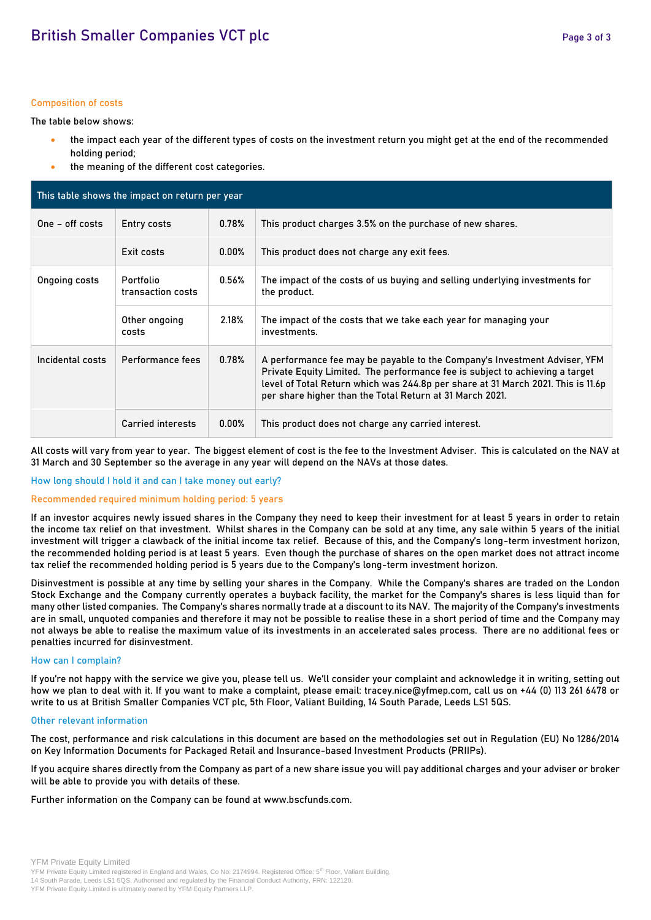## Composition of costs

The table below shows:

- the impact each year of the different types of costs on the investment return you might get at the end of the recommended holding period;
- the meaning of the different cost categories.

| This table shows the impact on return per year | | | |
|---|---|---|---|
| One – off costs | Entry costs | 0.78% | This product charges 3.5% on the purchase of new shares. |
| | Exit costs | 0.00% | This product does not charge any exit fees. |
| Ongoing costs | Portfolio transaction costs | 0.56% | The impact of the costs of us buying and selling underlying investments for the product. |
| | Other ongoing costs | 2.18% | The impact of the costs that we take each year for managing your investments. |
| Incidental costs | Performance fees | 0.78% | A performance fee may be payable to the Company's Investment Adviser, YFM Private Equity Limited. The performance fee is subject to achieving a target level of Total Return which was 244.8p per share at 31 March 2021. This is 11.6p per share higher than the Total Return at 31 March 2021. |
| | Carried interests | 0.00% | This product does not charge any carried interest. |

All costs will vary from year to year. The biggest element of cost is the fee to the Investment Adviser. This is calculated on the NAV at 31 March and 30 September so the average in any year will depend on the NAVs at those dates.

## How long should I hold it and can I take money out early?

### Recommended required minimum holding period: 5 years

If an investor acquires newly issued shares in the Company they need to keep their investment for at least 5 years in order to retain the income tax relief on that investment. Whilst shares in the Company can be sold at any time, any sale within 5 years of the initial investment will trigger a clawback of the initial income tax relief. Because of this, and the Company's long-term investment horizon, the recommended holding period is at least 5 years. Even though the purchase of shares on the open market does not attract income tax relief the recommended holding period is 5 years due to the Company's long-term investment horizon.

Disinvestment is possible at any time by selling your shares in the Company. While the Company's shares are traded on the London Stock Exchange and the Company currently operates a buyback facility, the market for the Company's shares is less liquid than for many other listed companies. The Company's shares normally trade at a discount to its NAV. The majority of the Company's investments are in small, unquoted companies and therefore it may not be possible to realise these in a short period of time and the Company may not always be able to realise the maximum value of its investments in an accelerated sales process. There are no additional fees or penalties incurred for disinvestment.

## How can I complain?

If you're not happy with the service we give you, please tell us. We'll consider your complaint and acknowledge it in writing, setting out how we plan to deal with it. If you want to make a complaint, please email: tracey.nice@yfmep.com, call us on +44 (0) 113 261 6478 or write to us at British Smaller Companies VCT plc, 5th Floor, Valiant Building, 14 South Parade, Leeds LS1 5QS.

## Other relevant information

The cost, performance and risk calculations in this document are based on the methodologies set out in Regulation (EU) No 1286/2014 on Key Information Documents for Packaged Retail and Insurance-based Investment Products (PRIIPs).

If you acquire shares directly from the Company as part of a new share issue you will pay additional charges and your adviser or broker will be able to provide you with details of these.

Further information on the Company can be found at www.bscfunds.com.

YFM Private Equity Limited

YFM Private Equity Limited registered in England and Wales, Co No: 2174994. Registered Office: 5th Floor, Valiant Building, 14 South Parade, Leeds LS1 5QS. Authorised and regulated by the Financial Conduct Authority, FRN: 122120.

YFM Private Equity Limited is ultimately owned by YFM Equity Partners LLP.